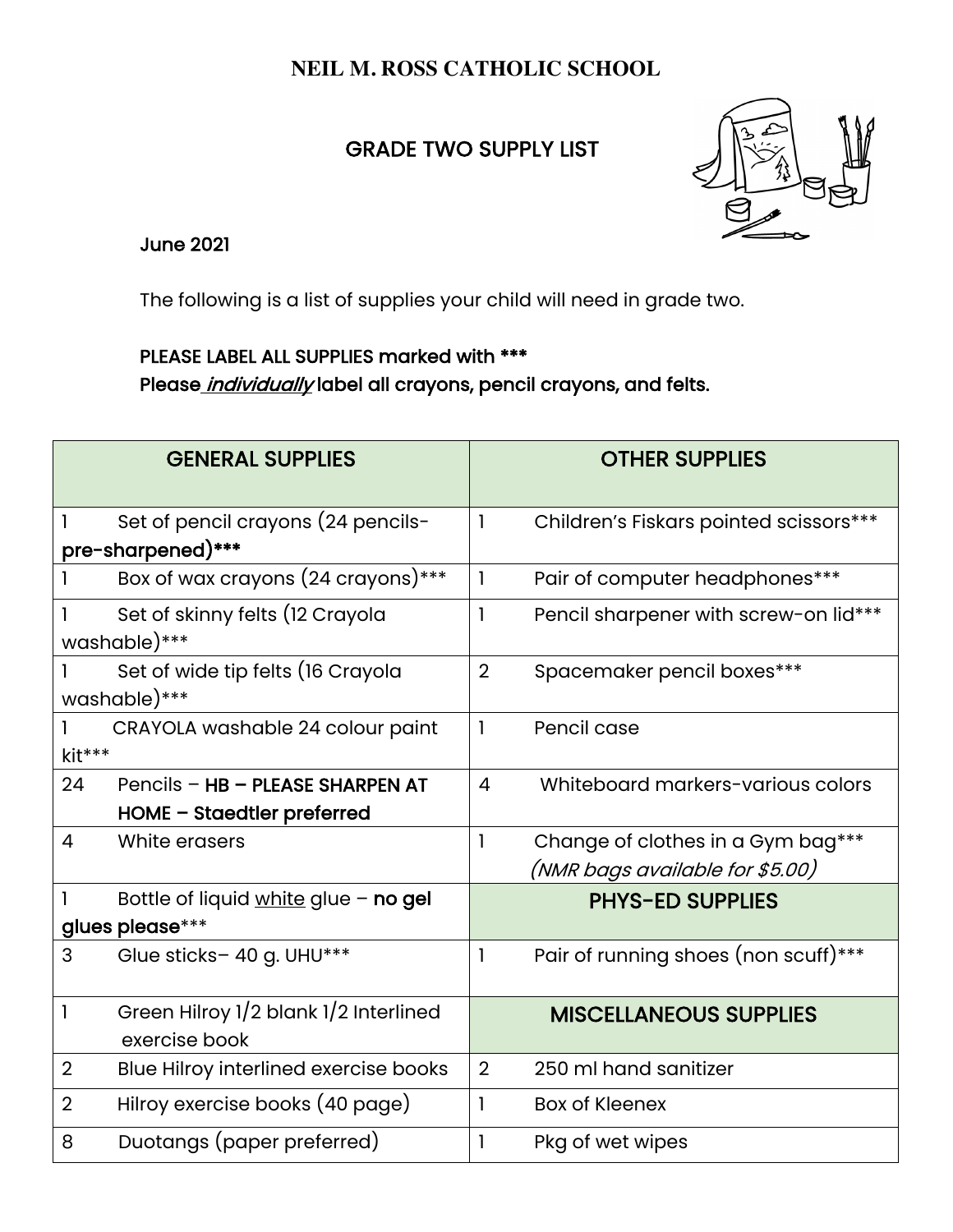# NEIL M. ROSS CATHOLIC SCHOOL

## GRADE TWO SUPPLY LIST

**June 2021**

The following is a list of supplies your child will need in grade two.

**PLEASE LABEL ALL SUPPLIES marked with \*\*\***
**Please *individually* label all crayons, pencil crayons, and felts.**

| GENERAL SUPPLIES | | OTHER SUPPLIES | |
|---|---|---|---|
| 1 | Set of pencil crayons (24 pencils- **pre-sharpened)\*\*\*** | 1 | Children's Fiskars pointed scissors*** |
| 1 | Box of wax crayons (24 crayons)*** | 1 | Pair of computer headphones*** |
| 1 | Set of skinny felts (12 Crayola washable)*** | 1 | Pencil sharpener with screw-on lid*** |
| 1 | Set of wide tip felts (16 Crayola washable)*** | 2 | Spacemaker pencil boxes*** |
| 1 | CRAYOLA washable 24 colour paint kit*** | 1 | Pencil case |
| 24 | Pencils – **HB – PLEASE SHARPEN AT HOME – Staedtler preferred** | 4 | Whiteboard markers-various colors |
| 4 | White erasers | 1 | Change of clothes in a Gym bag*** *(NMR bags available for $5.00)* |
| 1 | Bottle of liquid white glue – **no gel glues please**\*\*\* | | **PHYS-ED SUPPLIES** |
| 3 | Glue sticks– 40 g. UHU*** | 1 | Pair of running shoes (non scuff)*** |
| 1 | Green Hilroy 1/2 blank 1/2 Interlined exercise book | | **MISCELLANEOUS SUPPLIES** |
| 2 | Blue Hilroy interlined exercise books | 2 | 250 ml hand sanitizer |
| 2 | Hilroy exercise books (40 page) | 1 | Box of Kleenex |
| 8 | Duotangs (paper preferred) | 1 | Pkg of wet wipes |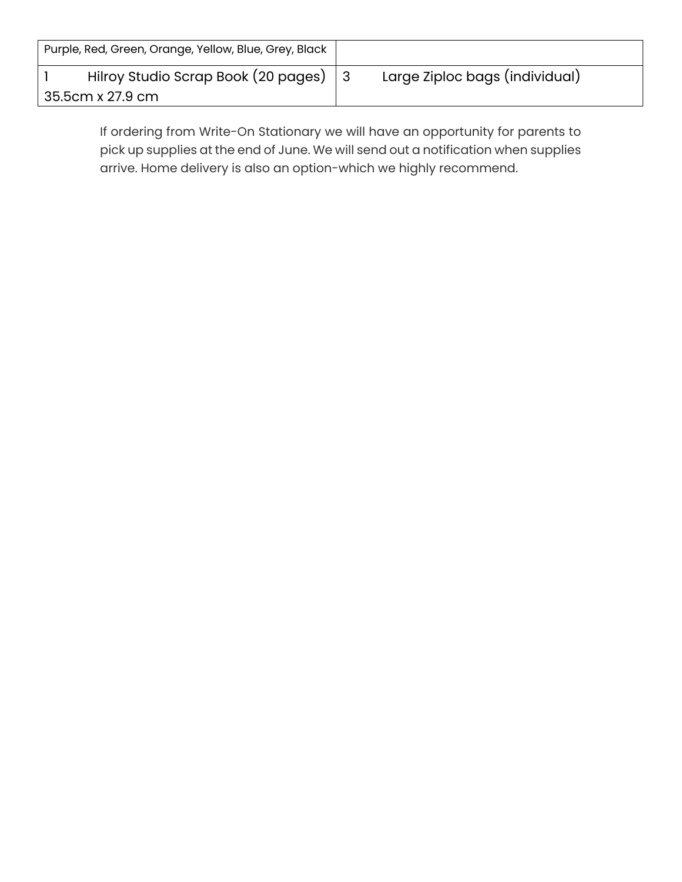| | |
|---|---|
| Purple, Red, Green, Orange, Yellow, Blue, Grey, Black | |
| 1 Hilroy Studio Scrap Book (20 pages) 35.5cm x 27.9 cm | 3 Large Ziploc bags (individual) |

If ordering from Write-On Stationary we will have an opportunity for parents to pick up supplies at the end of June. We will send out a notification when supplies arrive. Home delivery is also an option-which we highly recommend.